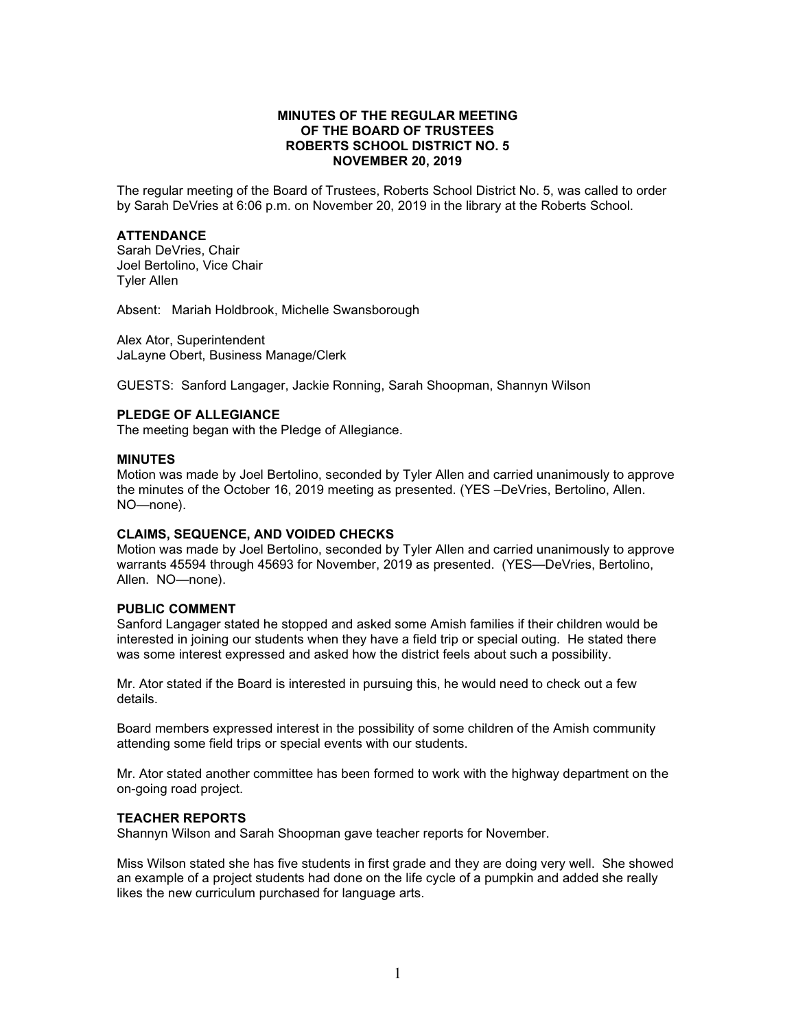**MINUTES OF THE REGULAR MEETING**
**OF THE BOARD OF TRUSTEES**
**ROBERTS SCHOOL DISTRICT NO. 5**
**NOVEMBER 20, 2019**

The regular meeting of the Board of Trustees, Roberts School District No. 5, was called to order by Sarah DeVries at 6:06 p.m. on November 20, 2019 in the library at the Roberts School.

**ATTENDANCE**
Sarah DeVries, Chair
Joel Bertolino, Vice Chair
Tyler Allen

Absent: Mariah Holdbrook, Michelle Swansborough

Alex Ator, Superintendent
JaLayne Obert, Business Manage/Clerk

GUESTS: Sanford Langager, Jackie Ronning, Sarah Shoopman, Shannyn Wilson

**PLEDGE OF ALLEGIANCE**
The meeting began with the Pledge of Allegiance.

**MINUTES**
Motion was made by Joel Bertolino, seconded by Tyler Allen and carried unanimously to approve the minutes of the October 16, 2019 meeting as presented. (YES –DeVries, Bertolino, Allen. NO—none).

**CLAIMS, SEQUENCE, AND VOIDED CHECKS**
Motion was made by Joel Bertolino, seconded by Tyler Allen and carried unanimously to approve warrants 45594 through 45693 for November, 2019 as presented. (YES—DeVries, Bertolino, Allen. NO—none).

**PUBLIC COMMENT**
Sanford Langager stated he stopped and asked some Amish families if their children would be interested in joining our students when they have a field trip or special outing. He stated there was some interest expressed and asked how the district feels about such a possibility.

Mr. Ator stated if the Board is interested in pursuing this, he would need to check out a few details.

Board members expressed interest in the possibility of some children of the Amish community attending some field trips or special events with our students.

Mr. Ator stated another committee has been formed to work with the highway department on the on-going road project.

**TEACHER REPORTS**
Shannyn Wilson and Sarah Shoopman gave teacher reports for November.

Miss Wilson stated she has five students in first grade and they are doing very well. She showed an example of a project students had done on the life cycle of a pumpkin and added she really likes the new curriculum purchased for language arts.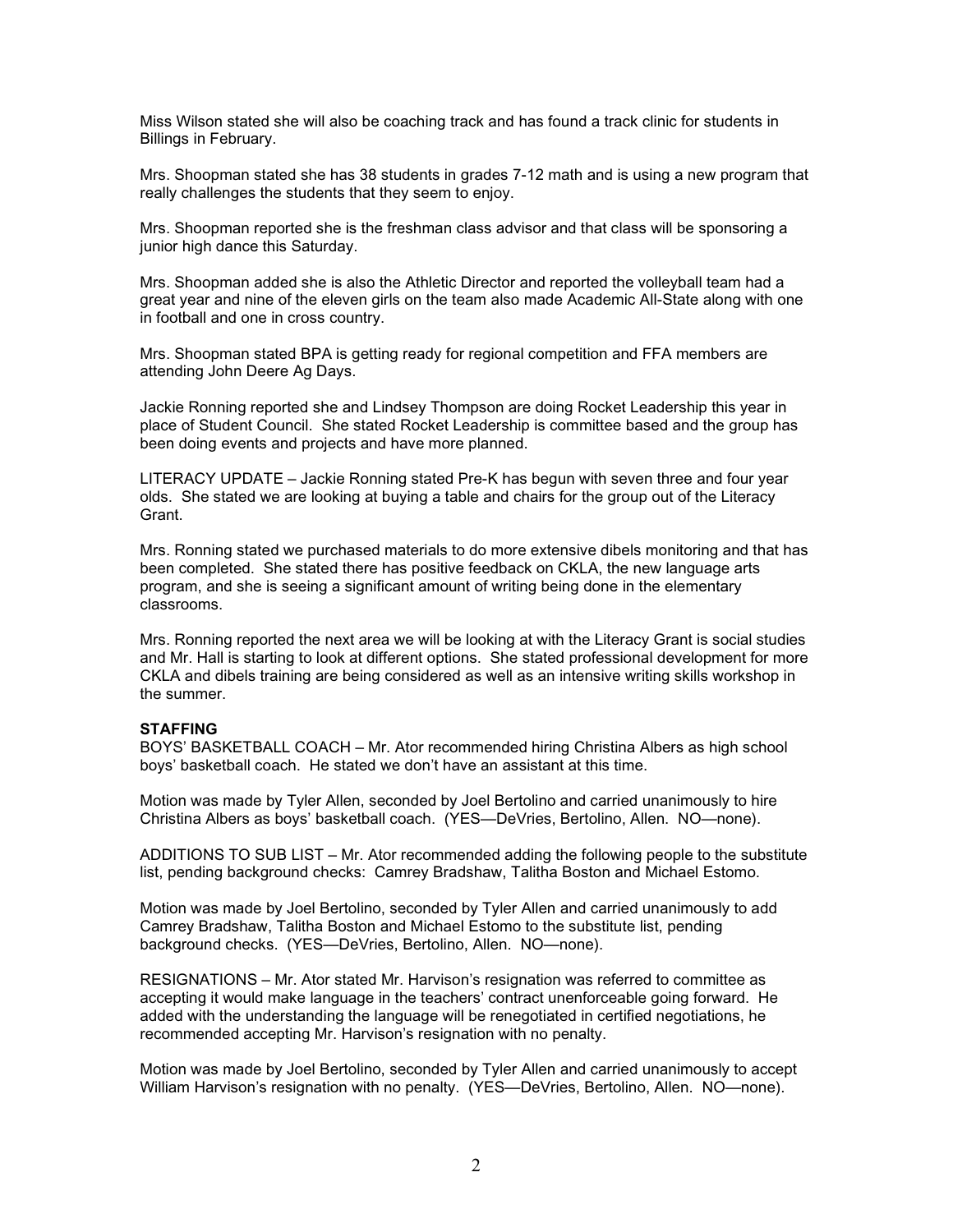Miss Wilson stated she will also be coaching track and has found a track clinic for students in Billings in February.

Mrs. Shoopman stated she has 38 students in grades 7-12 math and is using a new program that really challenges the students that they seem to enjoy.

Mrs. Shoopman reported she is the freshman class advisor and that class will be sponsoring a junior high dance this Saturday.

Mrs. Shoopman added she is also the Athletic Director and reported the volleyball team had a great year and nine of the eleven girls on the team also made Academic All-State along with one in football and one in cross country.

Mrs. Shoopman stated BPA is getting ready for regional competition and FFA members are attending John Deere Ag Days.

Jackie Ronning reported she and Lindsey Thompson are doing Rocket Leadership this year in place of Student Council. She stated Rocket Leadership is committee based and the group has been doing events and projects and have more planned.

LITERACY UPDATE – Jackie Ronning stated Pre-K has begun with seven three and four year olds. She stated we are looking at buying a table and chairs for the group out of the Literacy Grant.

Mrs. Ronning stated we purchased materials to do more extensive dibels monitoring and that has been completed. She stated there has positive feedback on CKLA, the new language arts program, and she is seeing a significant amount of writing being done in the elementary classrooms.

Mrs. Ronning reported the next area we will be looking at with the Literacy Grant is social studies and Mr. Hall is starting to look at different options. She stated professional development for more CKLA and dibels training are being considered as well as an intensive writing skills workshop in the summer.

**STAFFING**

BOYS' BASKETBALL COACH – Mr. Ator recommended hiring Christina Albers as high school boys' basketball coach. He stated we don't have an assistant at this time.

Motion was made by Tyler Allen, seconded by Joel Bertolino and carried unanimously to hire Christina Albers as boys' basketball coach. (YES—DeVries, Bertolino, Allen. NO—none).

ADDITIONS TO SUB LIST – Mr. Ator recommended adding the following people to the substitute list, pending background checks: Camrey Bradshaw, Talitha Boston and Michael Estomo.

Motion was made by Joel Bertolino, seconded by Tyler Allen and carried unanimously to add Camrey Bradshaw, Talitha Boston and Michael Estomo to the substitute list, pending background checks. (YES—DeVries, Bertolino, Allen. NO—none).

RESIGNATIONS – Mr. Ator stated Mr. Harvison's resignation was referred to committee as accepting it would make language in the teachers' contract unenforceable going forward. He added with the understanding the language will be renegotiated in certified negotiations, he recommended accepting Mr. Harvison's resignation with no penalty.

Motion was made by Joel Bertolino, seconded by Tyler Allen and carried unanimously to accept William Harvison's resignation with no penalty. (YES—DeVries, Bertolino, Allen. NO—none).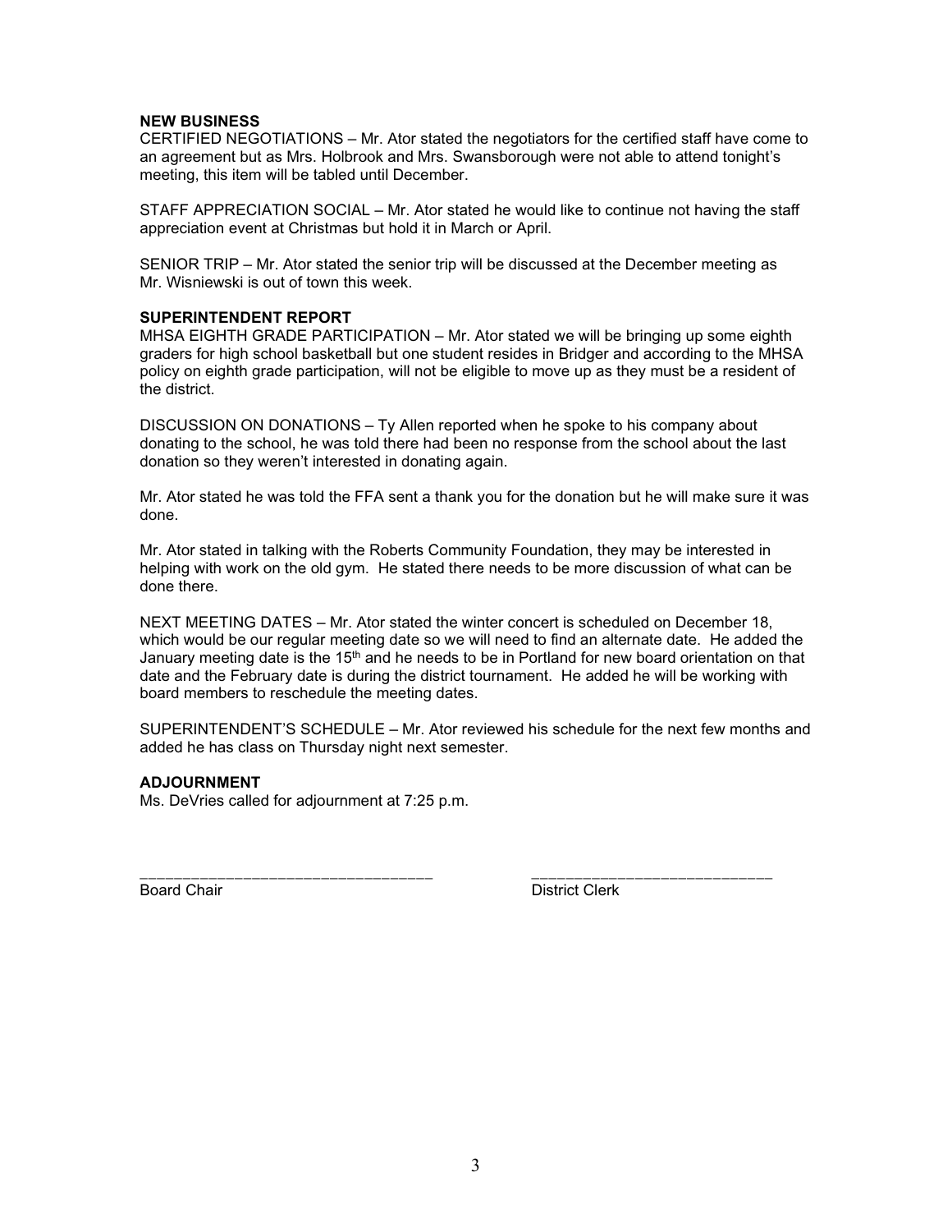**NEW BUSINESS**

CERTIFIED NEGOTIATIONS – Mr. Ator stated the negotiators for the certified staff have come to an agreement but as Mrs. Holbrook and Mrs. Swansborough were not able to attend tonight's meeting, this item will be tabled until December.

STAFF APPRECIATION SOCIAL – Mr. Ator stated he would like to continue not having the staff appreciation event at Christmas but hold it in March or April.

SENIOR TRIP – Mr. Ator stated the senior trip will be discussed at the December meeting as Mr. Wisniewski is out of town this week.

**SUPERINTENDENT REPORT**

MHSA EIGHTH GRADE PARTICIPATION – Mr. Ator stated we will be bringing up some eighth graders for high school basketball but one student resides in Bridger and according to the MHSA policy on eighth grade participation, will not be eligible to move up as they must be a resident of the district.

DISCUSSION ON DONATIONS – Ty Allen reported when he spoke to his company about donating to the school, he was told there had been no response from the school about the last donation so they weren't interested in donating again.

Mr. Ator stated he was told the FFA sent a thank you for the donation but he will make sure it was done.

Mr. Ator stated in talking with the Roberts Community Foundation, they may be interested in helping with work on the old gym. He stated there needs to be more discussion of what can be done there.

NEXT MEETING DATES – Mr. Ator stated the winter concert is scheduled on December 18, which would be our regular meeting date so we will need to find an alternate date. He added the January meeting date is the 15th and he needs to be in Portland for new board orientation on that date and the February date is during the district tournament. He added he will be working with board members to reschedule the meeting dates.

SUPERINTENDENT'S SCHEDULE – Mr. Ator reviewed his schedule for the next few months and added he has class on Thursday night next semester.

**ADJOURNMENT**

Ms. DeVries called for adjournment at 7:25 p.m.

\_\_\_\_\_\_\_\_\_\_\_\_\_\_\_\_\_\_\_\_\_\_\_\_\_\_\_\_\_\_\_\_\_\_\_\_
Board Chair

\_\_\_\_\_\_\_\_\_\_\_\_\_\_\_\_\_\_\_\_\_\_\_\_\_\_\_\_\_\_\_\_\_\_\_\_
District Clerk